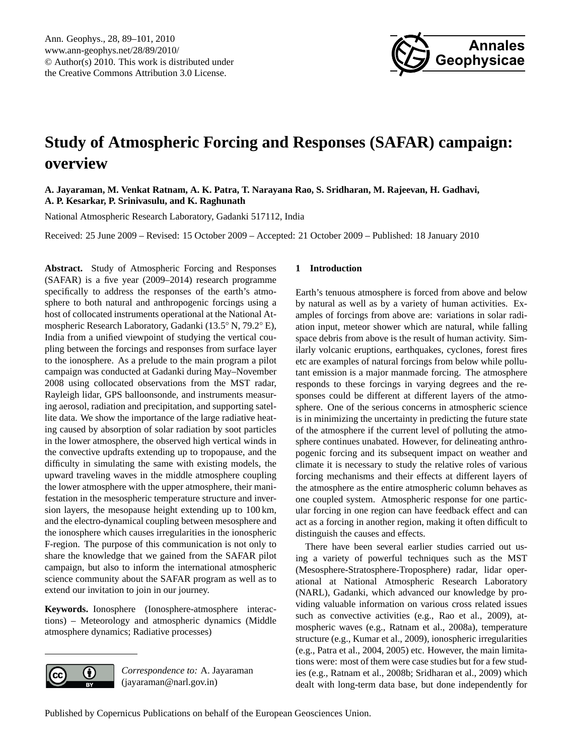// Study of Atmospheric Forcing and Responses (SAFAR) campaign: overview

# Study of Atmospheric Forcing and Responses (SAFAR) campaign: overview

**A. Jayaraman, M. Venkat Ratnam, A. K. Patra, T. Narayana Rao, S. Sridharan, M. Rajeevan, H. Gadhavi, A. P. Kesarkar, P. Srinivasulu, and K. Raghunath**

National Atmospheric Research Laboratory, Gadanki 517112, India

Received: 25 June 2009 – Revised: 15 October 2009 – Accepted: 21 October 2009 – Published: 18 January 2010

**Abstract.** Study of Atmospheric Forcing and Responses (SAFAR) is a five year (2009–2014) research programme specifically to address the responses of the earth's atmosphere to both natural and anthropogenic forcings using a host of collocated instruments operational at the National Atmospheric Research Laboratory, Gadanki (13.5° N, 79.2° E), India from a unified viewpoint of studying the vertical coupling between the forcings and responses from surface layer to the ionosphere. As a prelude to the main program a pilot campaign was conducted at Gadanki during May–November 2008 using collocated observations from the MST radar, Rayleigh lidar, GPS balloonsonde, and instruments measuring aerosol, radiation and precipitation, and supporting satellite data. We show the importance of the large radiative heating caused by absorption of solar radiation by soot particles in the lower atmosphere, the observed high vertical winds in the convective updrafts extending up to tropopause, and the difficulty in simulating the same with existing models, the upward traveling waves in the middle atmosphere coupling the lower atmosphere with the upper atmosphere, their manifestation in the mesospheric temperature structure and inversion layers, the mesopause height extending up to 100 km, and the electro-dynamical coupling between mesosphere and the ionosphere which causes irregularities in the ionospheric F-region. The purpose of this communication is not only to share the knowledge that we gained from the SAFAR pilot campaign, but also to inform the international atmospheric science community about the SAFAR program as well as to extend our invitation to join in our journey.

**Keywords.** Ionosphere (Ionosphere-atmosphere interactions) – Meteorology and atmospheric dynamics (Middle atmosphere dynamics; Radiative processes)

*Correspondence to:* A. Jayaraman (jayaraman@narl.gov.in)

## 1 Introduction

Earth's tenuous atmosphere is forced from above and below by natural as well as by a variety of human activities. Examples of forcings from above are: variations in solar radiation input, meteor shower which are natural, while falling space debris from above is the result of human activity. Similarly volcanic eruptions, earthquakes, cyclones, forest fires etc are examples of natural forcings from below while pollutant emission is a major manmade forcing. The atmosphere responds to these forcings in varying degrees and the responses could be different at different layers of the atmosphere. One of the serious concerns in atmospheric science is in minimizing the uncertainty in predicting the future state of the atmosphere if the current level of polluting the atmosphere continues unabated. However, for delineating anthropogenic forcing and its subsequent impact on weather and climate it is necessary to study the relative roles of various forcing mechanisms and their effects at different layers of the atmosphere as the entire atmospheric column behaves as one coupled system. Atmospheric response for one particular forcing in one region can have feedback effect and can act as a forcing in another region, making it often difficult to distinguish the causes and effects.

There have been several earlier studies carried out using a variety of powerful techniques such as the MST (Mesosphere-Stratosphere-Troposphere) radar, lidar operational at National Atmospheric Research Laboratory (NARL), Gadanki, which advanced our knowledge by providing valuable information on various cross related issues such as convective activities (e.g., Rao et al., 2009), atmospheric waves (e.g., Ratnam et al., 2008a), temperature structure (e.g., Kumar et al., 2009), ionospheric irregularities (e.g., Patra et al., 2004, 2005) etc. However, the main limitations were: most of them were case studies but for a few studies (e.g., Ratnam et al., 2008b; Sridharan et al., 2009) which dealt with long-term data base, but done independently for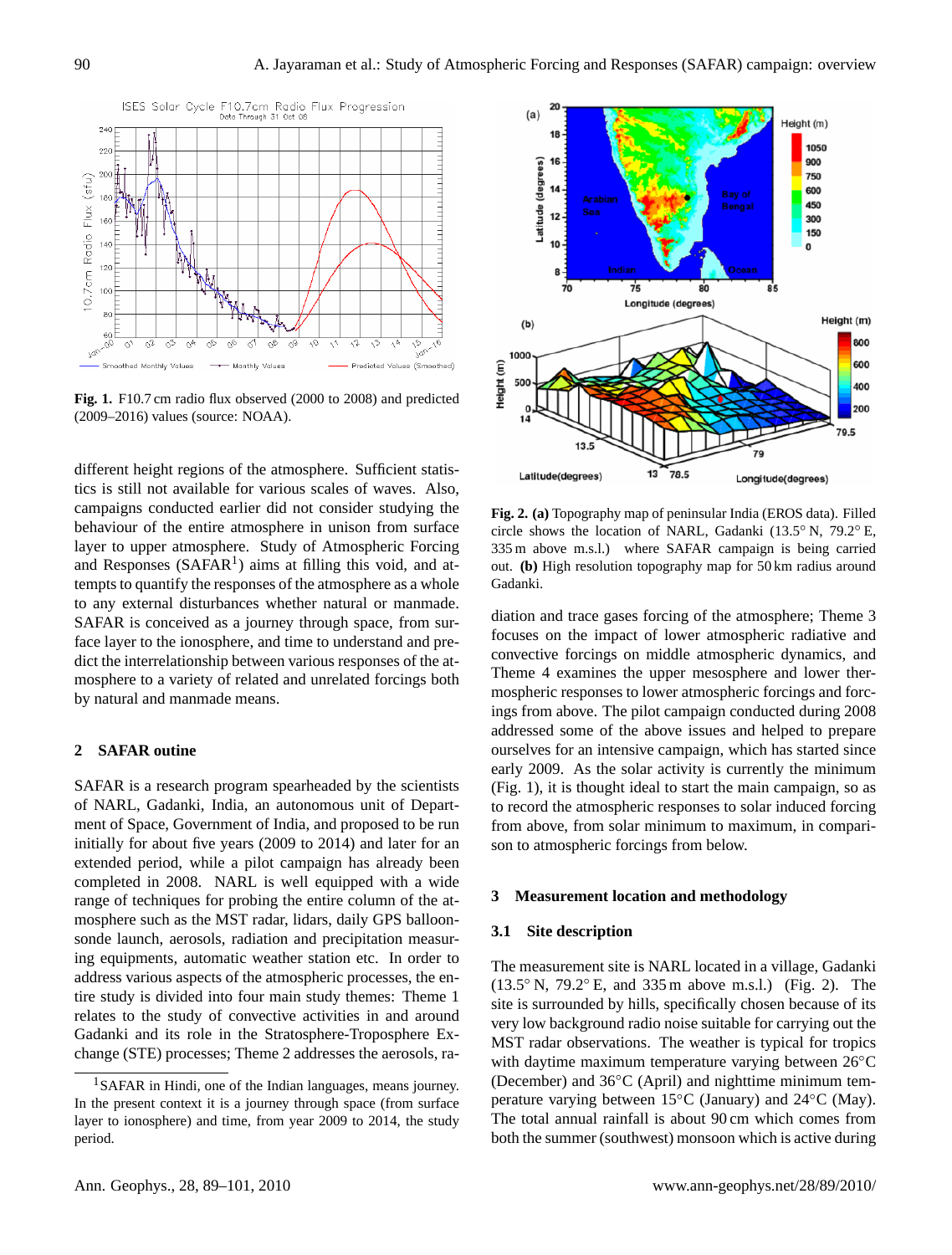Fig. 1. F10.7 cm radio flux observed (2000 to 2008) and predicted (2009–2016) values (source: NOAA).

Fig. 2. **(a)** Topography map of peninsular India (EROS data). Filled circle shows the location of NARL, Gadanki (13.5° N, 79.2° E, 335 m above m.s.l.) where SAFAR campaign is being carried out. **(b)** High resolution topography map for 50 km radius around Gadanki.

different height regions of the atmosphere. Sufficient statistics is still not available for various scales of waves. Also, campaigns conducted earlier did not consider studying the behaviour of the entire atmosphere in unison from surface layer to upper atmosphere. Study of Atmospheric Forcing and Responses (SAFAR[1]) aims at filling this void, and attempts to quantify the responses of the atmosphere as a whole to any external disturbances whether natural or manmade. SAFAR is conceived as a journey through space, from surface layer to the ionosphere, and time to understand and predict the interrelationship between various responses of the atmosphere to a variety of related and unrelated forcings both by natural and manmade means.

## 2 SAFAR outine

SAFAR is a research program spearheaded by the scientists of NARL, Gadanki, India, an autonomous unit of Department of Space, Government of India, and proposed to be run initially for about five years (2009 to 2014) and later for an extended period, while a pilot campaign has already been completed in 2008. NARL is well equipped with a wide range of techniques for probing the entire column of the atmosphere such as the MST radar, lidars, daily GPS balloonsonde launch, aerosols, radiation and precipitation measuring equipments, automatic weather station etc. In order to address various aspects of the atmospheric processes, the entire study is divided into four main study themes: Theme 1 relates to the study of convective activities in and around Gadanki and its role in the Stratosphere-Troposphere Exchange (STE) processes; Theme 2 addresses the aerosols, radiation and trace gases forcing of the atmosphere; Theme 3 focuses on the impact of lower atmospheric radiative and convective forcings on middle atmospheric dynamics, and Theme 4 examines the upper mesosphere and lower thermospheric responses to lower atmospheric forcings and forcings from above. The pilot campaign conducted during 2008 addressed some of the above issues and helped to prepare ourselves for an intensive campaign, which has started since early 2009. As the solar activity is currently the minimum (Fig. 1), it is thought ideal to start the main campaign, so as to record the atmospheric responses to solar induced forcing from above, from solar minimum to maximum, in comparison to atmospheric forcings from below.

## 3 Measurement location and methodology

### 3.1 Site description

The measurement site is NARL located in a village, Gadanki (13.5° N, 79.2° E, and 335 m above m.s.l.) (Fig. 2). The site is surrounded by hills, specifically chosen because of its very low background radio noise suitable for carrying out the MST radar observations. The weather is typical for tropics with daytime maximum temperature varying between 26°C (December) and 36°C (April) and nighttime minimum temperature varying between 15°C (January) and 24°C (May). The total annual rainfall is about 90 cm which comes from both the summer (southwest) monsoon which is active during

[1] SAFAR in Hindi, one of the Indian languages, means journey. In the present context it is a journey through space (from surface layer to ionosphere) and time, from year 2009 to 2014, the study period.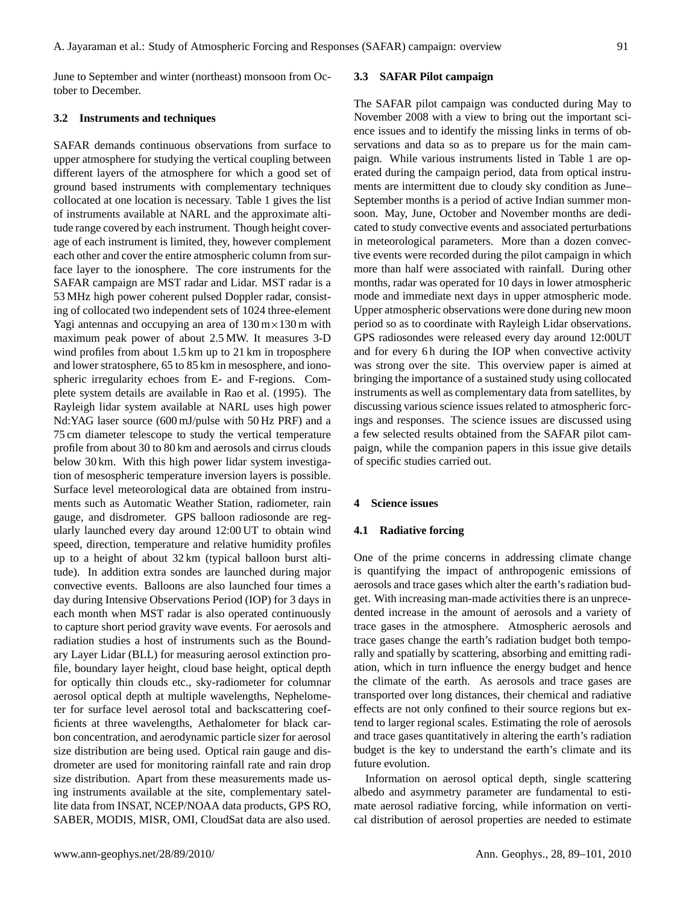June to September and winter (northeast) monsoon from October to December.

### 3.2 Instruments and techniques

SAFAR demands continuous observations from surface to upper atmosphere for studying the vertical coupling between different layers of the atmosphere for which a good set of ground based instruments with complementary techniques collocated at one location is necessary. Table 1 gives the list of instruments available at NARL and the approximate altitude range covered by each instrument. Though height coverage of each instrument is limited, they, however complement each other and cover the entire atmospheric column from surface layer to the ionosphere. The core instruments for the SAFAR campaign are MST radar and Lidar. MST radar is a 53 MHz high power coherent pulsed Doppler radar, consisting of collocated two independent sets of 1024 three-element Yagi antennas and occupying an area of $130\,\text{m} \times 130\,\text{m}$ with maximum peak power of about 2.5 MW. It measures 3-D wind profiles from about 1.5 km up to 21 km in troposphere and lower stratosphere, 65 to 85 km in mesosphere, and ionospheric irregularity echoes from E- and F-regions. Complete system details are available in Rao et al. (1995). The Rayleigh lidar system available at NARL uses high power Nd:YAG laser source (600 mJ/pulse with 50 Hz PRF) and a 75 cm diameter telescope to study the vertical temperature profile from about 30 to 80 km and aerosols and cirrus clouds below 30 km. With this high power lidar system investigation of mesospheric temperature inversion layers is possible. Surface level meteorological data are obtained from instruments such as Automatic Weather Station, radiometer, rain gauge, and disdrometer. GPS balloon radiosonde are regularly launched every day around 12:00 UT to obtain wind speed, direction, temperature and relative humidity profiles up to a height of about 32 km (typical balloon burst altitude). In addition extra sondes are launched during major convective events. Balloons are also launched four times a day during Intensive Observations Period (IOP) for 3 days in each month when MST radar is also operated continuously to capture short period gravity wave events. For aerosols and radiation studies a host of instruments such as the Boundary Layer Lidar (BLL) for measuring aerosol extinction profile, boundary layer height, cloud base height, optical depth for optically thin clouds etc., sky-radiometer for columnar aerosol optical depth at multiple wavelengths, Nephelometer for surface level aerosol total and backscattering coefficients at three wavelengths, Aethalometer for black carbon concentration, and aerodynamic particle sizer for aerosol size distribution are being used. Optical rain gauge and disdrometer are used for monitoring rainfall rate and rain drop size distribution. Apart from these measurements made using instruments available at the site, complementary satellite data from INSAT, NCEP/NOAA data products, GPS RO, SABER, MODIS, MISR, OMI, CloudSat data are also used.

### 3.3 SAFAR Pilot campaign

The SAFAR pilot campaign was conducted during May to November 2008 with a view to bring out the important science issues and to identify the missing links in terms of observations and data so as to prepare us for the main campaign. While various instruments listed in Table 1 are operated during the campaign period, data from optical instruments are intermittent due to cloudy sky condition as June–September months is a period of active Indian summer monsoon. May, June, October and November months are dedicated to study convective events and associated perturbations in meteorological parameters. More than a dozen convective events were recorded during the pilot campaign in which more than half were associated with rainfall. During other months, radar was operated for 10 days in lower atmospheric mode and immediate next days in upper atmospheric mode. Upper atmospheric observations were done during new moon period so as to coordinate with Rayleigh Lidar observations. GPS radiosondes were released every day around 12:00UT and for every 6 h during the IOP when convective activity was strong over the site. This overview paper is aimed at bringing the importance of a sustained study using collocated instruments as well as complementary data from satellites, by discussing various science issues related to atmospheric forcings and responses. The science issues are discussed using a few selected results obtained from the SAFAR pilot campaign, while the companion papers in this issue give details of specific studies carried out.

## 4 Science issues

### 4.1 Radiative forcing

One of the prime concerns in addressing climate change is quantifying the impact of anthropogenic emissions of aerosols and trace gases which alter the earth's radiation budget. With increasing man-made activities there is an unprecedented increase in the amount of aerosols and a variety of trace gases in the atmosphere. Atmospheric aerosols and trace gases change the earth's radiation budget both temporally and spatially by scattering, absorbing and emitting radiation, which in turn influence the energy budget and hence the climate of the earth. As aerosols and trace gases are transported over long distances, their chemical and radiative effects are not only confined to their source regions but extend to larger regional scales. Estimating the role of aerosols and trace gases quantitatively in altering the earth's radiation budget is the key to understand the earth's climate and its future evolution.

Information on aerosol optical depth, single scattering albedo and asymmetry parameter are fundamental to estimate aerosol radiative forcing, while information on vertical distribution of aerosol properties are needed to estimate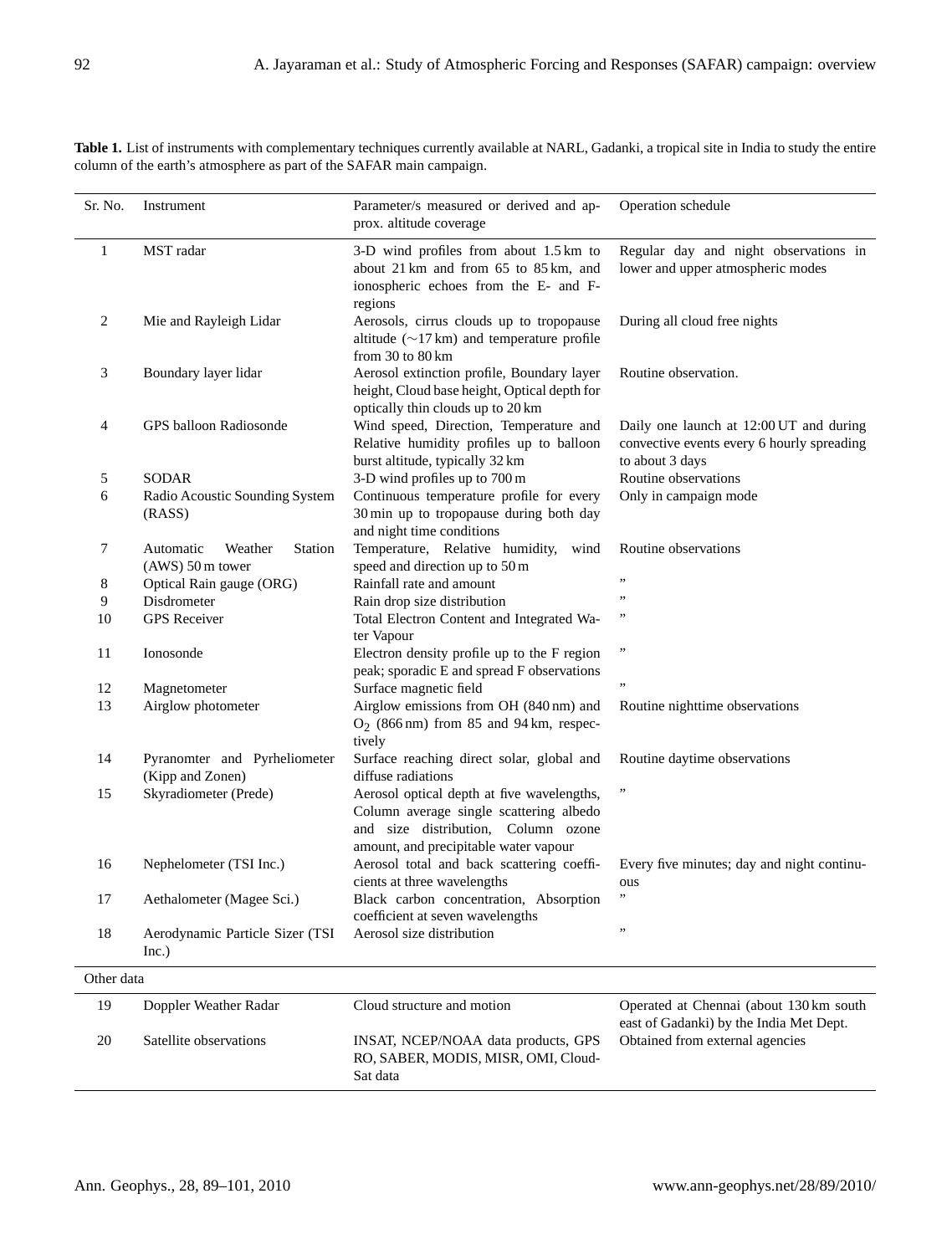**Table 1.** List of instruments with complementary techniques currently available at NARL, Gadanki, a tropical site in India to study the entire column of the earth's atmosphere as part of the SAFAR main campaign.

| Sr. No. | Instrument | Parameter/s measured or derived and approx. altitude coverage | Operation schedule |
|---|---|---|---|
| 1 | MST radar | 3-D wind profiles from about 1.5 km to about 21 km and from 65 to 85 km, and ionospheric echoes from the E- and F-regions | Regular day and night observations in lower and upper atmospheric modes |
| 2 | Mie and Rayleigh Lidar | Aerosols, cirrus clouds up to tropopause altitude (∼17 km) and temperature profile from 30 to 80 km | During all cloud free nights |
| 3 | Boundary layer lidar | Aerosol extinction profile, Boundary layer height, Cloud base height, Optical depth for optically thin clouds up to 20 km | Routine observation. |
| 4 | GPS balloon Radiosonde | Wind speed, Direction, Temperature and Relative humidity profiles up to balloon burst altitude, typically 32 km | Daily one launch at 12:00 UT and during convective events every 6 hourly spreading to about 3 days |
| 5 | SODAR | 3-D wind profiles up to 700 m | Routine observations |
| 6 | Radio Acoustic Sounding System (RASS) | Continuous temperature profile for every 30 min up to tropopause during both day and night time conditions | Only in campaign mode |
| 7 | Automatic Weather Station (AWS) 50 m tower | Temperature, Relative humidity, wind speed and direction up to 50 m | Routine observations |
| 8 | Optical Rain gauge (ORG) | Rainfall rate and amount | " |
| 9 | Disdrometer | Rain drop size distribution | " |
| 10 | GPS Receiver | Total Electron Content and Integrated Water Vapour | " |
| 11 | Ionosonde | Electron density profile up to the F region peak; sporadic E and spread F observations | " |
| 12 | Magnetometer | Surface magnetic field | " |
| 13 | Airglow photometer | Airglow emissions from OH (840 nm) and $O_2$ (866 nm) from 85 and 94 km, respectively | Routine nighttime observations |
| 14 | Pyranomter and Pyrheliometer (Kipp and Zonen) | Surface reaching direct solar, global and diffuse radiations | Routine daytime observations |
| 15 | Skyradiometer (Prede) | Aerosol optical depth at five wavelengths, Column average single scattering albedo and size distribution, Column ozone amount, and precipitable water vapour | " |
| 16 | Nephelometer (TSI Inc.) | Aerosol total and back scattering coefficients at three wavelengths | Every five minutes; day and night continuous |
| 17 | Aethalometer (Magee Sci.) | Black carbon concentration, Absorption coefficient at seven wavelengths | " |
| 18 | Aerodynamic Particle Sizer (TSI Inc.) | Aerosol size distribution | " |
| Other data | | | |
| 19 | Doppler Weather Radar | Cloud structure and motion | Operated at Chennai (about 130 km south east of Gadanki) by the India Met Dept. |
| 20 | Satellite observations | INSAT, NCEP/NOAA data products, GPS RO, SABER, MODIS, MISR, OMI, CloudSat data | Obtained from external agencies |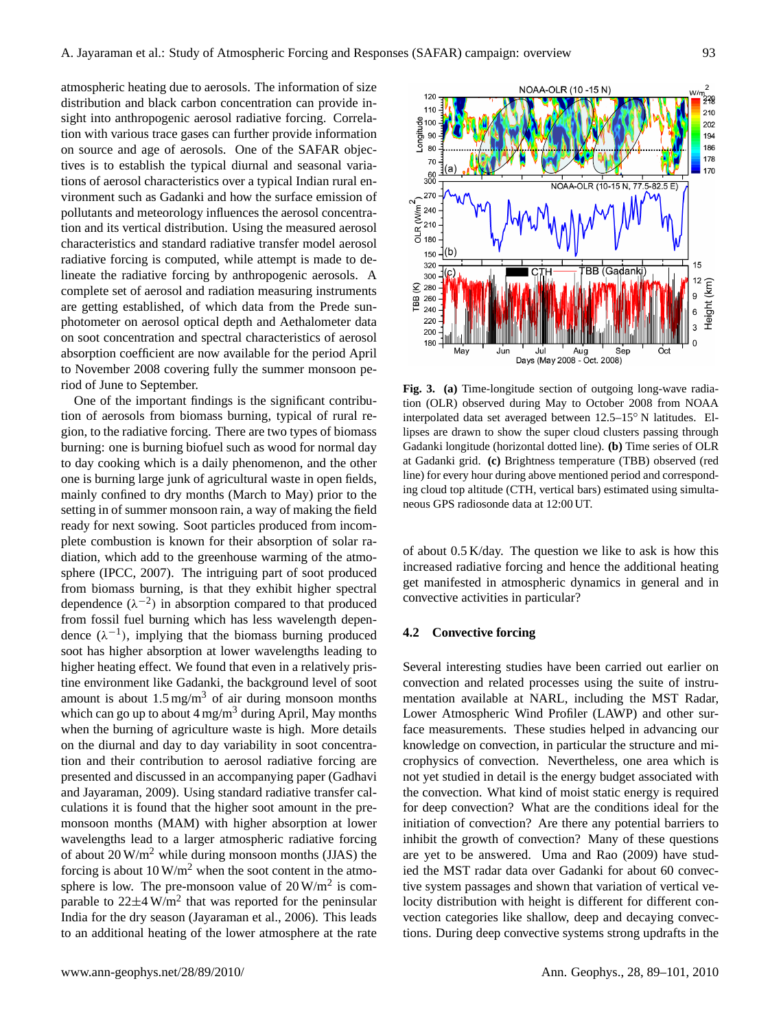atmospheric heating due to aerosols. The information of size distribution and black carbon concentration can provide insight into anthropogenic aerosol radiative forcing. Correlation with various trace gases can further provide information on source and age of aerosols. One of the SAFAR objectives is to establish the typical diurnal and seasonal variations of aerosol characteristics over a typical Indian rural environment such as Gadanki and how the surface emission of pollutants and meteorology influences the aerosol concentration and its vertical distribution. Using the measured aerosol characteristics and standard radiative transfer model aerosol radiative forcing is computed, while attempt is made to delineate the radiative forcing by anthropogenic aerosols. A complete set of aerosol and radiation measuring instruments are getting established, of which data from the Prede sunphotometer on aerosol optical depth and Aethalometer data on soot concentration and spectral characteristics of aerosol absorption coefficient are now available for the period April to November 2008 covering fully the summer monsoon period of June to September.

One of the important findings is the significant contribution of aerosols from biomass burning, typical of rural region, to the radiative forcing. There are two types of biomass burning: one is burning biofuel such as wood for normal day to day cooking which is a daily phenomenon, and the other one is burning large junk of agricultural waste in open fields, mainly confined to dry months (March to May) prior to the setting in of summer monsoon rain, a way of making the field ready for next sowing. Soot particles produced from incomplete combustion is known for their absorption of solar radiation, which add to the greenhouse warming of the atmosphere (IPCC, 2007). The intriguing part of soot produced from biomass burning, is that they exhibit higher spectral dependence ($\lambda^{-2}$) in absorption compared to that produced from fossil fuel burning which has less wavelength dependence ($\lambda^{-1}$), implying that the biomass burning produced soot has higher absorption at lower wavelengths leading to higher heating effect. We found that even in a relatively pristine environment like Gadanki, the background level of soot amount is about 1.5 mg/m$^3$ of air during monsoon months which can go up to about 4 mg/m$^3$ during April, May months when the burning of agriculture waste is high. More details on the diurnal and day to day variability in soot concentration and their contribution to aerosol radiative forcing are presented and discussed in an accompanying paper (Gadhavi and Jayaraman, 2009). Using standard radiative transfer calculations it is found that the higher soot amount in the pre-monsoon months (MAM) with higher absorption at lower wavelengths lead to a larger atmospheric radiative forcing of about 20 W/m$^2$ while during monsoon months (JJAS) the forcing is about 10 W/m$^2$ when the soot content in the atmosphere is low. The pre-monsoon value of 20 W/m$^2$ is comparable to 22±4 W/m$^2$ that was reported for the peninsular India for the dry season (Jayaraman et al., 2006). This leads to an additional heating of the lower atmosphere at the rate of about 0.5 K/day. The question we like to ask is how this increased radiative forcing and hence the additional heating get manifested in atmospheric dynamics in general and in convective activities in particular?

**Fig. 3. (a)** Time-longitude section of outgoing long-wave radiation (OLR) observed during May to October 2008 from NOAA interpolated data set averaged between 12.5–15° N latitudes. Ellipses are drawn to show the super cloud clusters passing through Gadanki longitude (horizontal dotted line). **(b)** Time series of OLR at Gadanki grid. **(c)** Brightness temperature (TBB) observed (red line) for every hour during above mentioned period and corresponding cloud top altitude (CTH, vertical bars) estimated using simultaneous GPS radiosonde data at 12:00 UT.

### 4.2 Convective forcing

Several interesting studies have been carried out earlier on convection and related processes using the suite of instrumentation available at NARL, including the MST Radar, Lower Atmospheric Wind Profiler (LAWP) and other surface measurements. These studies helped in advancing our knowledge on convection, in particular the structure and microphysics of convection. Nevertheless, one area which is not yet studied in detail is the energy budget associated with the convection. What kind of moist static energy is required for deep convection? What are the conditions ideal for the initiation of convection? Are there any potential barriers to inhibit the growth of convection? Many of these questions are yet to be answered. Uma and Rao (2009) have studied the MST radar data over Gadanki for about 60 convective system passages and shown that variation of vertical velocity distribution with height is different for different convection categories like shallow, deep and decaying convections. During deep convective systems strong updrafts in the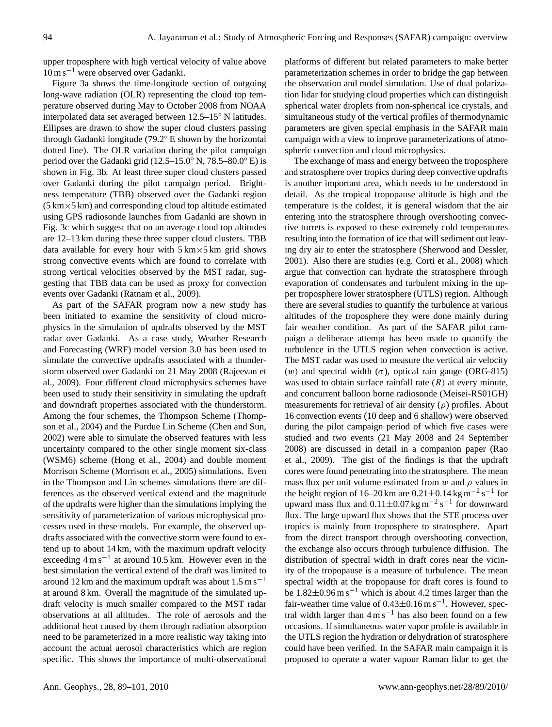upper troposphere with high vertical velocity of value above $10\,\mathrm{m\,s^{-1}}$ were observed over Gadanki.

Figure 3a shows the time-longitude section of outgoing long-wave radiation (OLR) representing the cloud top temperature observed during May to October 2008 from NOAA interpolated data set averaged between 12.5–15° N latitudes. Ellipses are drawn to show the super cloud clusters passing through Gadanki longitude (79.2° E shown by the horizontal dotted line). The OLR variation during the pilot campaign period over the Gadanki grid (12.5–15.0° N, 78.5–80.0° E) is shown in Fig. 3b. At least three super cloud clusters passed over Gadanki during the pilot campaign period. Brightness temperature (TBB) observed over the Gadanki region ($5\,\mathrm{km}\times5\,\mathrm{km}$) and corresponding cloud top altitude estimated using GPS radiosonde launches from Gadanki are shown in Fig. 3c which suggest that on an average cloud top altitudes are 12–13 km during these three supper cloud clusters. TBB data available for every hour with $5\,\mathrm{km}\times5\,\mathrm{km}$ grid shows strong convective events which are found to correlate with strong vertical velocities observed by the MST radar, suggesting that TBB data can be used as proxy for convection events over Gadanki (Ratnam et al., 2009).

As part of the SAFAR program now a new study has been initiated to examine the sensitivity of cloud microphysics in the simulation of updrafts observed by the MST radar over Gadanki. As a case study, Weather Research and Forecasting (WRF) model version 3.0 has been used to simulate the convective updrafts associated with a thunderstorm observed over Gadanki on 21 May 2008 (Rajeevan et al., 2009). Four different cloud microphysics schemes have been used to study their sensitivity in simulating the updraft and downdraft properties associated with the thunderstorm. Among the four schemes, the Thompson Scheme (Thompson et al., 2004) and the Purdue Lin Scheme (Chen and Sun, 2002) were able to simulate the observed features with less uncertainty compared to the other single moment six-class (WSM6) scheme (Hong et al., 2004) and double moment Morrison Scheme (Morrison et al., 2005) simulations. Even in the Thompson and Lin schemes simulations there are differences as the observed vertical extend and the magnitude of the updrafts were higher than the simulations implying the sensitivity of parameterization of various microphysical processes used in these models. For example, the observed updrafts associated with the convective storm were found to extend up to about 14 km, with the maximum updraft velocity exceeding $4\,\mathrm{m\,s^{-1}}$ at around 10.5 km. However even in the best simulation the vertical extend of the draft was limited to around 12 km and the maximum updraft was about $1.5\,\mathrm{m\,s^{-1}}$ at around 8 km. Overall the magnitude of the simulated updraft velocity is much smaller compared to the MST radar observations at all altitudes. The role of aerosols and the additional heat caused by them through radiation absorption need to be parameterized in a more realistic way taking into account the actual aerosol characteristics which are region specific. This shows the importance of multi-observational platforms of different but related parameters to make better parameterization schemes in order to bridge the gap between the observation and model simulation. Use of dual polarization lidar for studying cloud properties which can distinguish spherical water droplets from non-spherical ice crystals, and simultaneous study of the vertical profiles of thermodynamic parameters are given special emphasis in the SAFAR main campaign with a view to improve parameterizations of atmospheric convection and cloud microphysics.

The exchange of mass and energy between the troposphere and stratosphere over tropics during deep convective updrafts is another important area, which needs to be understood in detail. As the tropical tropopause altitude is high and the temperature is the coldest, it is general wisdom that the air entering into the stratosphere through overshooting convective turrets is exposed to these extremely cold temperatures resulting into the formation of ice that will sediment out leaving dry air to enter the stratosphere (Sherwood and Dessler, 2001). Also there are studies (e.g. Corti et al., 2008) which argue that convection can hydrate the stratosphere through evaporation of condensates and turbulent mixing in the upper troposphere lower stratosphere (UTLS) region. Although there are several studies to quantify the turbulence at various altitudes of the troposphere they were done mainly during fair weather condition. As part of the SAFAR pilot campaign a deliberate attempt has been made to quantify the turbulence in the UTLS region when convection is active. The MST radar was used to measure the vertical air velocity ($w$) and spectral width ($\sigma$), optical rain gauge (ORG-815) was used to obtain surface rainfall rate ($R$) at every minute, and concurrent balloon borne radiosonde (Meisei-RS01GH) measurements for retrieval of air density ($\rho$) profiles. About 16 convection events (10 deep and 6 shallow) were observed during the pilot campaign period of which five cases were studied and two events (21 May 2008 and 24 September 2008) are discussed in detail in a companion paper (Rao et al., 2009). The gist of the findings is that the updraft cores were found penetrating into the stratosphere. The mean mass flux per unit volume estimated from $w$ and $\rho$ values in the height region of 16–20 km are $0.21\pm0.14\,\mathrm{kg\,m^{-2}\,s^{-1}}$ for upward mass flux and $0.11\pm0.07\,\mathrm{kg\,m^{-2}\,s^{-1}}$ for downward flux. The large upward flux shows that the STE process over tropics is mainly from troposphere to stratosphere. Apart from the direct transport through overshooting convection, the exchange also occurs through turbulence diffusion. The distribution of spectral width in draft cores near the vicinity of the tropopause is a measure of turbulence. The mean spectral width at the tropopause for draft cores is found to be $1.82\pm0.96\,\mathrm{m\,s^{-1}}$ which is about 4.2 times larger than the fair-weather time value of $0.43\pm0.16\,\mathrm{m\,s^{-1}}$. However, spectral width larger than $4\,\mathrm{m\,s^{-1}}$ has also been found on a few occasions. If simultaneous water vapor profile is available in the UTLS region the hydration or dehydration of stratosphere could have been verified. In the SAFAR main campaign it is proposed to operate a water vapour Raman lidar to get the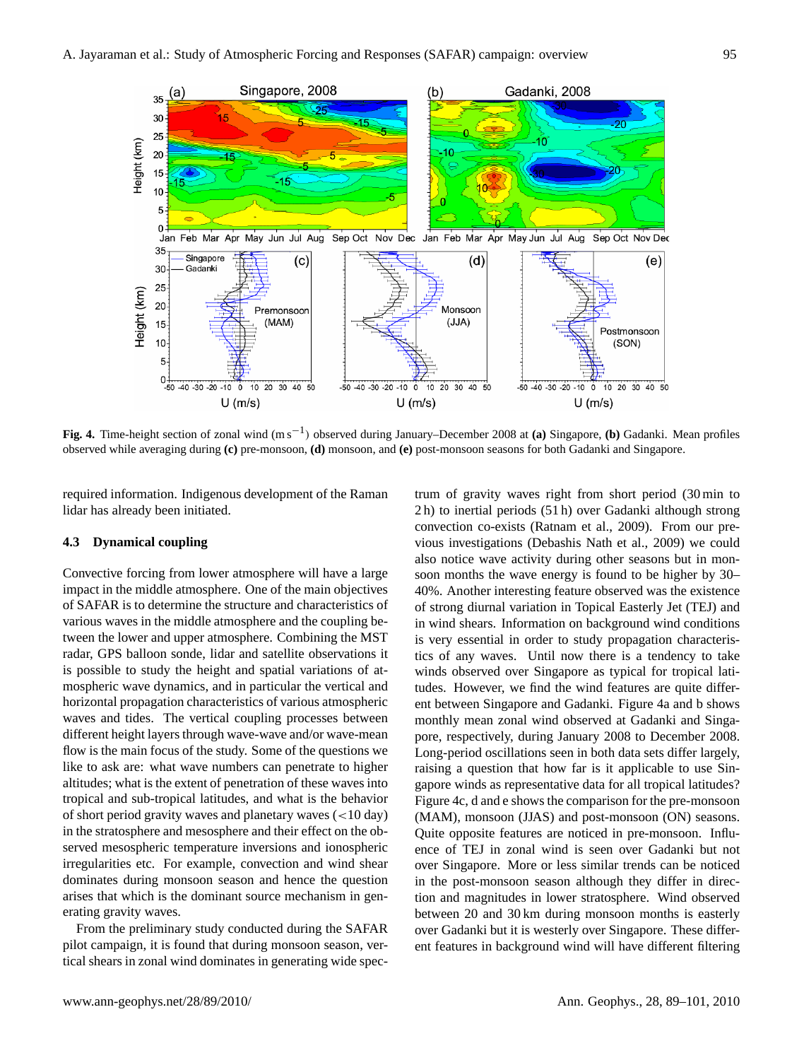**Fig. 4.** Time-height section of zonal wind (m s$^{-1}$) observed during January–December 2008 at **(a)** Singapore, **(b)** Gadanki. Mean profiles observed while averaging during **(c)** pre-monsoon, **(d)** monsoon, and **(e)** post-monsoon seasons for both Gadanki and Singapore.

required information. Indigenous development of the Raman lidar has already been initiated.

### 4.3 Dynamical coupling

Convective forcing from lower atmosphere will have a large impact in the middle atmosphere. One of the main objectives of SAFAR is to determine the structure and characteristics of various waves in the middle atmosphere and the coupling between the lower and upper atmosphere. Combining the MST radar, GPS balloon sonde, lidar and satellite observations it is possible to study the height and spatial variations of atmospheric wave dynamics, and in particular the vertical and horizontal propagation characteristics of various atmospheric waves and tides. The vertical coupling processes between different height layers through wave-wave and/or wave-mean flow is the main focus of the study. Some of the questions we like to ask are: what wave numbers can penetrate to higher altitudes; what is the extent of penetration of these waves into tropical and sub-tropical latitudes, and what is the behavior of short period gravity waves and planetary waves (<10 day) in the stratosphere and mesosphere and their effect on the observed mesospheric temperature inversions and ionospheric irregularities etc. For example, convection and wind shear dominates during monsoon season and hence the question arises that which is the dominant source mechanism in generating gravity waves.

From the preliminary study conducted during the SAFAR pilot campaign, it is found that during monsoon season, vertical shears in zonal wind dominates in generating wide spectrum of gravity waves right from short period (30 min to 2 h) to inertial periods (51 h) over Gadanki although strong convection co-exists (Ratnam et al., 2009). From our previous investigations (Debashis Nath et al., 2009) we could also notice wave activity during other seasons but in monsoon months the wave energy is found to be higher by 30–40%. Another interesting feature observed was the existence of strong diurnal variation in Topical Easterly Jet (TEJ) and in wind shears. Information on background wind conditions is very essential in order to study propagation characteristics of any waves. Until now there is a tendency to take winds observed over Singapore as typical for tropical latitudes. However, we find the wind features are quite different between Singapore and Gadanki. Figure 4a and b shows monthly mean zonal wind observed at Gadanki and Singapore, respectively, during January 2008 to December 2008. Long-period oscillations seen in both data sets differ largely, raising a question that how far is it applicable to use Singapore winds as representative data for all tropical latitudes? Figure 4c, d and e shows the comparison for the pre-monsoon (MAM), monsoon (JJAS) and post-monsoon (ON) seasons. Quite opposite features are noticed in pre-monsoon. Influence of TEJ in zonal wind is seen over Gadanki but not over Singapore. More or less similar trends can be noticed in the post-monsoon season although they differ in direction and magnitudes in lower stratosphere. Wind observed between 20 and 30 km during monsoon months is easterly over Gadanki but it is westerly over Singapore. These different features in background wind will have different filtering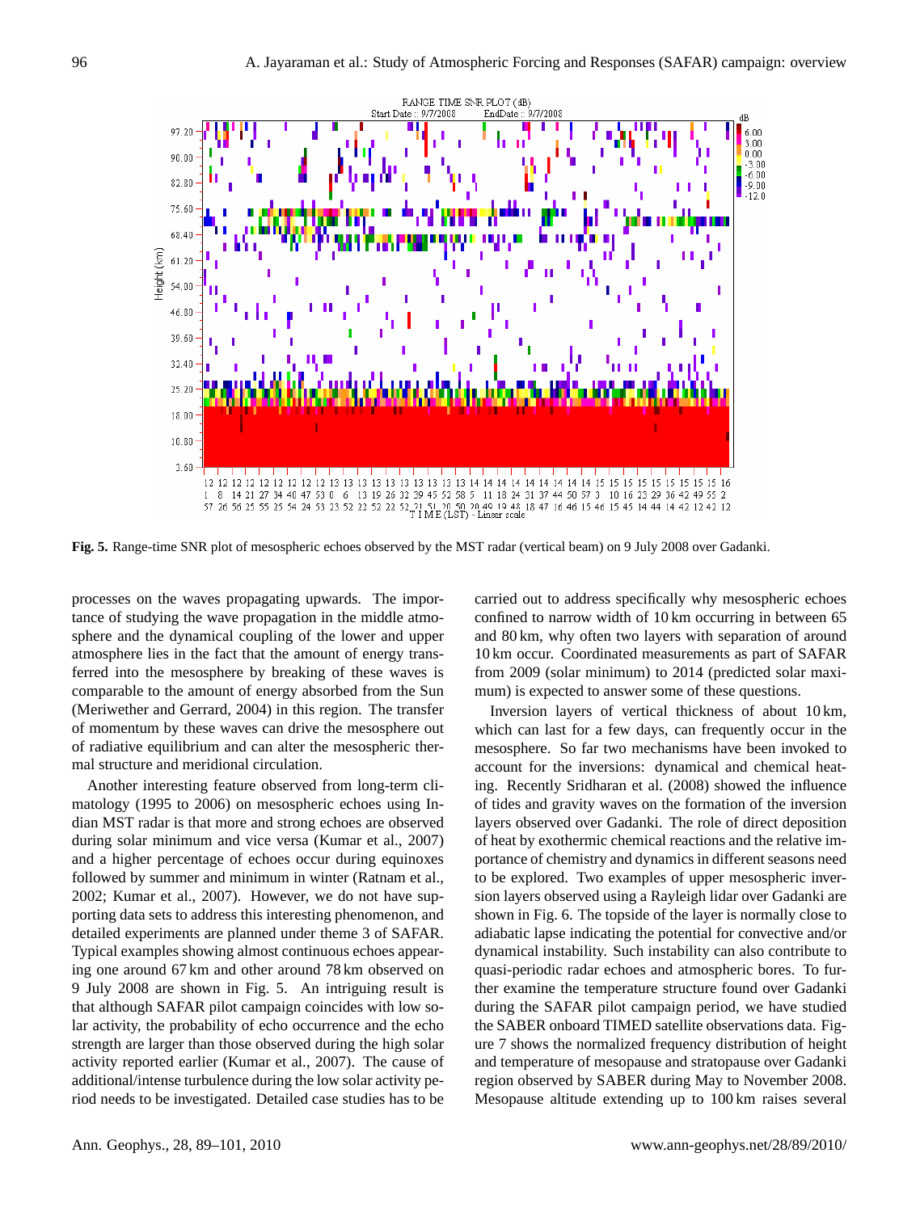**Fig. 5.** Range-time SNR plot of mesospheric echoes observed by the MST radar (vertical beam) on 9 July 2008 over Gadanki.

processes on the waves propagating upwards. The importance of studying the wave propagation in the middle atmosphere and the dynamical coupling of the lower and upper atmosphere lies in the fact that the amount of energy transferred into the mesosphere by breaking of these waves is comparable to the amount of energy absorbed from the Sun (Meriwether and Gerrard, 2004) in this region. The transfer of momentum by these waves can drive the mesosphere out of radiative equilibrium and can alter the mesospheric thermal structure and meridional circulation.

Another interesting feature observed from long-term climatology (1995 to 2006) on mesospheric echoes using Indian MST radar is that more and strong echoes are observed during solar minimum and vice versa (Kumar et al., 2007) and a higher percentage of echoes occur during equinoxes followed by summer and minimum in winter (Ratnam et al., 2002; Kumar et al., 2007). However, we do not have supporting data sets to address this interesting phenomenon, and detailed experiments are planned under theme 3 of SAFAR. Typical examples showing almost continuous echoes appearing one around 67 km and other around 78 km observed on 9 July 2008 are shown in Fig. 5. An intriguing result is that although SAFAR pilot campaign coincides with low solar activity, the probability of echo occurrence and the echo strength are larger than those observed during the high solar activity reported earlier (Kumar et al., 2007). The cause of additional/intense turbulence during the low solar activity period needs to be investigated. Detailed case studies has to be carried out to address specifically why mesospheric echoes confined to narrow width of 10 km occurring in between 65 and 80 km, why often two layers with separation of around 10 km occur. Coordinated measurements as part of SAFAR from 2009 (solar minimum) to 2014 (predicted solar maximum) is expected to answer some of these questions.

Inversion layers of vertical thickness of about 10 km, which can last for a few days, can frequently occur in the mesosphere. So far two mechanisms have been invoked to account for the inversions: dynamical and chemical heating. Recently Sridharan et al. (2008) showed the influence of tides and gravity waves on the formation of the inversion layers observed over Gadanki. The role of direct deposition of heat by exothermic chemical reactions and the relative importance of chemistry and dynamics in different seasons need to be explored. Two examples of upper mesospheric inversion layers observed using a Rayleigh lidar over Gadanki are shown in Fig. 6. The topside of the layer is normally close to adiabatic lapse indicating the potential for convective and/or dynamical instability. Such instability can also contribute to quasi-periodic radar echoes and atmospheric bores. To further examine the temperature structure found over Gadanki during the SAFAR pilot campaign period, we have studied the SABER onboard TIMED satellite observations data. Figure 7 shows the normalized frequency distribution of height and temperature of mesopause and stratopause over Gadanki region observed by SABER during May to November 2008. Mesopause altitude extending up to 100 km raises several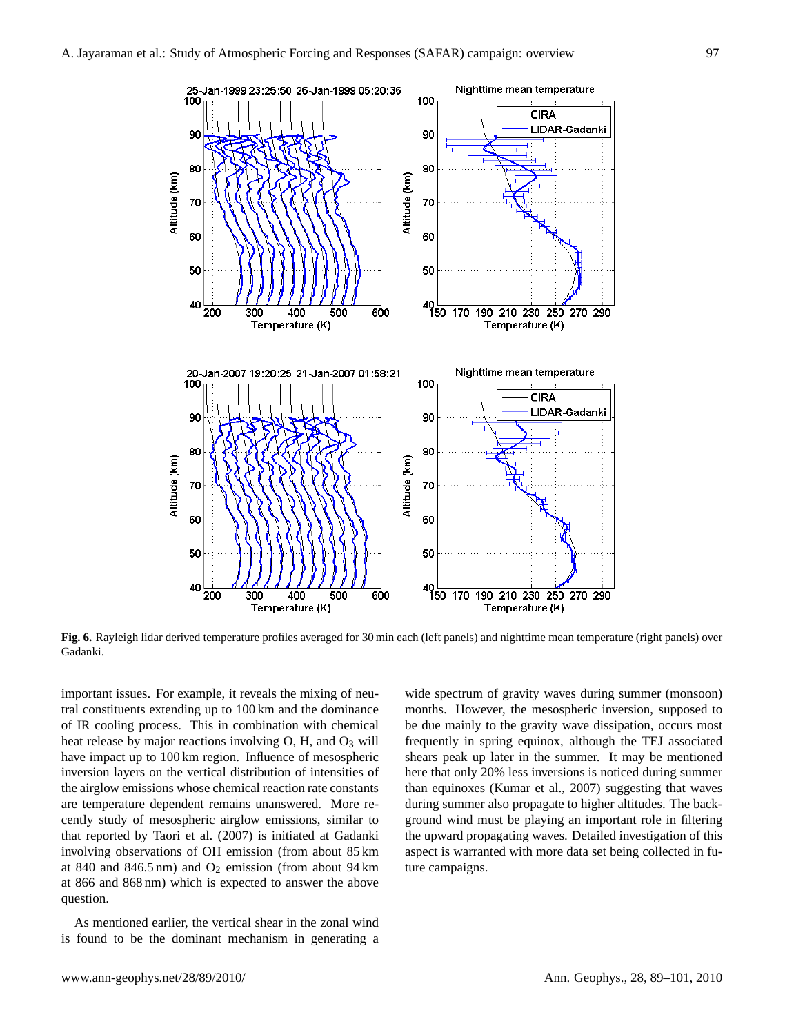**Fig. 6.** Rayleigh lidar derived temperature profiles averaged for 30 min each (left panels) and nighttime mean temperature (right panels) over Gadanki.

important issues. For example, it reveals the mixing of neutral constituents extending up to 100 km and the dominance of IR cooling process. This in combination with chemical heat release by major reactions involving O, H, and $O_3$ will have impact up to 100 km region. Influence of mesospheric inversion layers on the vertical distribution of intensities of the airglow emissions whose chemical reaction rate constants are temperature dependent remains unanswered. More recently study of mesospheric airglow emissions, similar to that reported by Taori et al. (2007) is initiated at Gadanki involving observations of OH emission (from about 85 km at 840 and 846.5 nm) and $O_2$ emission (from about 94 km at 866 and 868 nm) which is expected to answer the above question.

As mentioned earlier, the vertical shear in the zonal wind is found to be the dominant mechanism in generating a wide spectrum of gravity waves during summer (monsoon) months. However, the mesospheric inversion, supposed to be due mainly to the gravity wave dissipation, occurs most frequently in spring equinox, although the TEJ associated shears peak up later in the summer. It may be mentioned here that only 20% less inversions is noticed during summer than equinoxes (Kumar et al., 2007) suggesting that waves during summer also propagate to higher altitudes. The background wind must be playing an important role in filtering the upward propagating waves. Detailed investigation of this aspect is warranted with more data set being collected in future campaigns.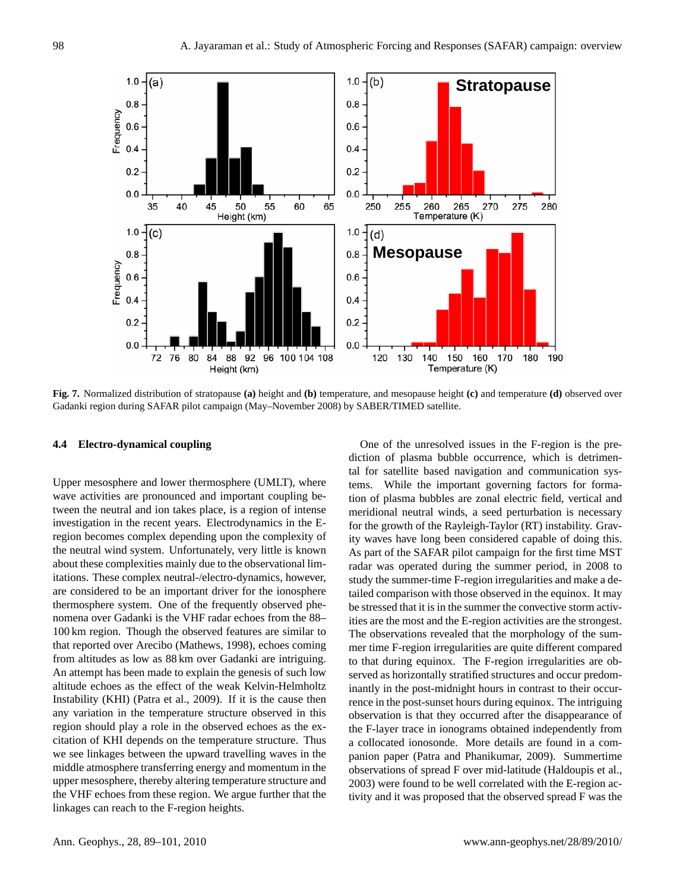**Fig. 7.** Normalized distribution of stratopause **(a)** height and **(b)** temperature, and mesopause height **(c)** and temperature **(d)** observed over Gadanki region during SAFAR pilot campaign (May–November 2008) by SABER/TIMED satellite.

### 4.4 Electro-dynamical coupling

Upper mesosphere and lower thermosphere (UMLT), where wave activities are pronounced and important coupling between the neutral and ion takes place, is a region of intense investigation in the recent years. Electrodynamics in the E-region becomes complex depending upon the complexity of the neutral wind system. Unfortunately, very little is known about these complexities mainly due to the observational limitations. These complex neutral-/electro-dynamics, however, are considered to be an important driver for the ionosphere thermosphere system. One of the frequently observed phenomena over Gadanki is the VHF radar echoes from the 88–100 km region. Though the observed features are similar to that reported over Arecibo (Mathews, 1998), echoes coming from altitudes as low as 88 km over Gadanki are intriguing. An attempt has been made to explain the genesis of such low altitude echoes as the effect of the weak Kelvin-Helmholtz Instability (KHI) (Patra et al., 2009). If it is the cause then any variation in the temperature structure observed in this region should play a role in the observed echoes as the excitation of KHI depends on the temperature structure. Thus we see linkages between the upward travelling waves in the middle atmosphere transferring energy and momentum in the upper mesosphere, thereby altering temperature structure and the VHF echoes from these region. We argue further that the linkages can reach to the F-region heights.

One of the unresolved issues in the F-region is the prediction of plasma bubble occurrence, which is detrimental for satellite based navigation and communication systems. While the important governing factors for formation of plasma bubbles are zonal electric field, vertical and meridional neutral winds, a seed perturbation is necessary for the growth of the Rayleigh-Taylor (RT) instability. Gravity waves have long been considered capable of doing this. As part of the SAFAR pilot campaign for the first time MST radar was operated during the summer period, in 2008 to study the summer-time F-region irregularities and make a detailed comparison with those observed in the equinox. It may be stressed that it is in the summer the convective storm activities are the most and the E-region activities are the strongest. The observations revealed that the morphology of the summer time F-region irregularities are quite different compared to that during equinox. The F-region irregularities are observed as horizontally stratified structures and occur predominantly in the post-midnight hours in contrast to their occurrence in the post-sunset hours during equinox. The intriguing observation is that they occurred after the disappearance of the F-layer trace in ionograms obtained independently from a collocated ionosonde. More details are found in a companion paper (Patra and Phanikumar, 2009). Summertime observations of spread F over mid-latitude (Haldoupis et al., 2003) were found to be well correlated with the E-region activity and it was proposed that the observed spread F was the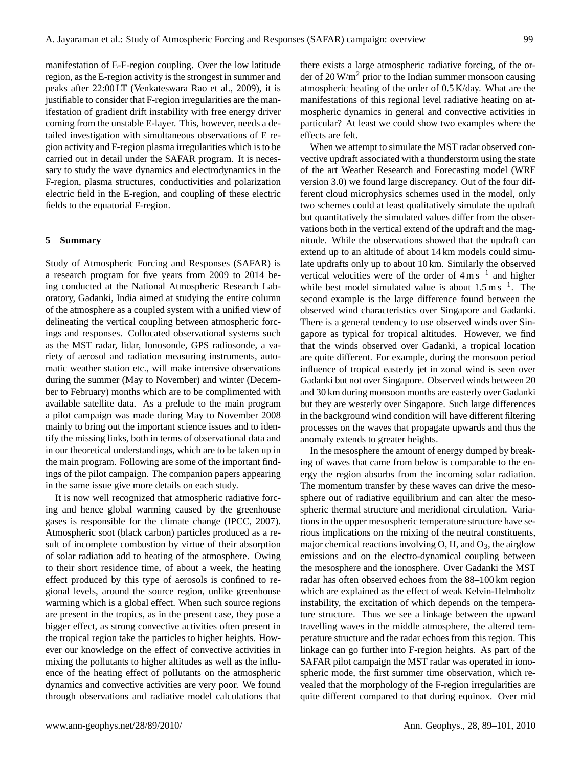manifestation of E-F-region coupling. Over the low latitude region, as the E-region activity is the strongest in summer and peaks after 22:00 LT (Venkateswara Rao et al., 2009), it is justifiable to consider that F-region irregularities are the manifestation of gradient drift instability with free energy driver coming from the unstable E-layer. This, however, needs a detailed investigation with simultaneous observations of E region activity and F-region plasma irregularities which is to be carried out in detail under the SAFAR program. It is necessary to study the wave dynamics and electrodynamics in the F-region, plasma structures, conductivities and polarization electric field in the E-region, and coupling of these electric fields to the equatorial F-region.

## 5 Summary

Study of Atmospheric Forcing and Responses (SAFAR) is a research program for five years from 2009 to 2014 being conducted at the National Atmospheric Research Laboratory, Gadanki, India aimed at studying the entire column of the atmosphere as a coupled system with a unified view of delineating the vertical coupling between atmospheric forcings and responses. Collocated observational systems such as the MST radar, lidar, Ionosonde, GPS radiosonde, a variety of aerosol and radiation measuring instruments, automatic weather station etc., will make intensive observations during the summer (May to November) and winter (December to February) months which are to be complimented with available satellite data. As a prelude to the main program a pilot campaign was made during May to November 2008 mainly to bring out the important science issues and to identify the missing links, both in terms of observational data and in our theoretical understandings, which are to be taken up in the main program. Following are some of the important findings of the pilot campaign. The companion papers appearing in the same issue give more details on each study.

It is now well recognized that atmospheric radiative forcing and hence global warming caused by the greenhouse gases is responsible for the climate change (IPCC, 2007). Atmospheric soot (black carbon) particles produced as a result of incomplete combustion by virtue of their absorption of solar radiation add to heating of the atmosphere. Owing to their short residence time, of about a week, the heating effect produced by this type of aerosols is confined to regional levels, around the source region, unlike greenhouse warming which is a global effect. When such source regions are present in the tropics, as in the present case, they pose a bigger effect, as strong convective activities often present in the tropical region take the particles to higher heights. However our knowledge on the effect of convective activities in mixing the pollutants to higher altitudes as well as the influence of the heating effect of pollutants on the atmospheric dynamics and convective activities are very poor. We found through observations and radiative model calculations that there exists a large atmospheric radiative forcing, of the order of 20 $W/m^2$ prior to the Indian summer monsoon causing atmospheric heating of the order of 0.5 K/day. What are the manifestations of this regional level radiative heating on atmospheric dynamics in general and convective activities in particular? At least we could show two examples where the effects are felt.

When we attempt to simulate the MST radar observed convective updraft associated with a thunderstorm using the state of the art Weather Research and Forecasting model (WRF version 3.0) we found large discrepancy. Out of the four different cloud microphysics schemes used in the model, only two schemes could at least qualitatively simulate the updraft but quantitatively the simulated values differ from the observations both in the vertical extend of the updraft and the magnitude. While the observations showed that the updraft can extend up to an altitude of about 14 km models could simulate updrafts only up to about 10 km. Similarly the observed vertical velocities were of the order of 4 $m\,s^{-1}$ and higher while best model simulated value is about 1.5 $m\,s^{-1}$. The second example is the large difference found between the observed wind characteristics over Singapore and Gadanki. There is a general tendency to use observed winds over Singapore as typical for tropical altitudes. However, we find that the winds observed over Gadanki, a tropical location are quite different. For example, during the monsoon period influence of tropical easterly jet in zonal wind is seen over Gadanki but not over Singapore. Observed winds between 20 and 30 km during monsoon months are easterly over Gadanki but they are westerly over Singapore. Such large differences in the background wind condition will have different filtering processes on the waves that propagate upwards and thus the anomaly extends to greater heights.

In the mesosphere the amount of energy dumped by breaking of waves that came from below is comparable to the energy the region absorbs from the incoming solar radiation. The momentum transfer by these waves can drive the mesosphere out of radiative equilibrium and can alter the mesospheric thermal structure and meridional circulation. Variations in the upper mesospheric temperature structure have serious implications on the mixing of the neutral constituents, major chemical reactions involving O, H, and $O_3$, the airglow emissions and on the electro-dynamical coupling between the mesosphere and the ionosphere. Over Gadanki the MST radar has often observed echoes from the 88–100 km region which are explained as the effect of weak Kelvin-Helmholtz instability, the excitation of which depends on the temperature structure. Thus we see a linkage between the upward travelling waves in the middle atmosphere, the altered temperature structure and the radar echoes from this region. This linkage can go further into F-region heights. As part of the SAFAR pilot campaign the MST radar was operated in ionospheric mode, the first summer time observation, which revealed that the morphology of the F-region irregularities are quite different compared to that during equinox. Over mid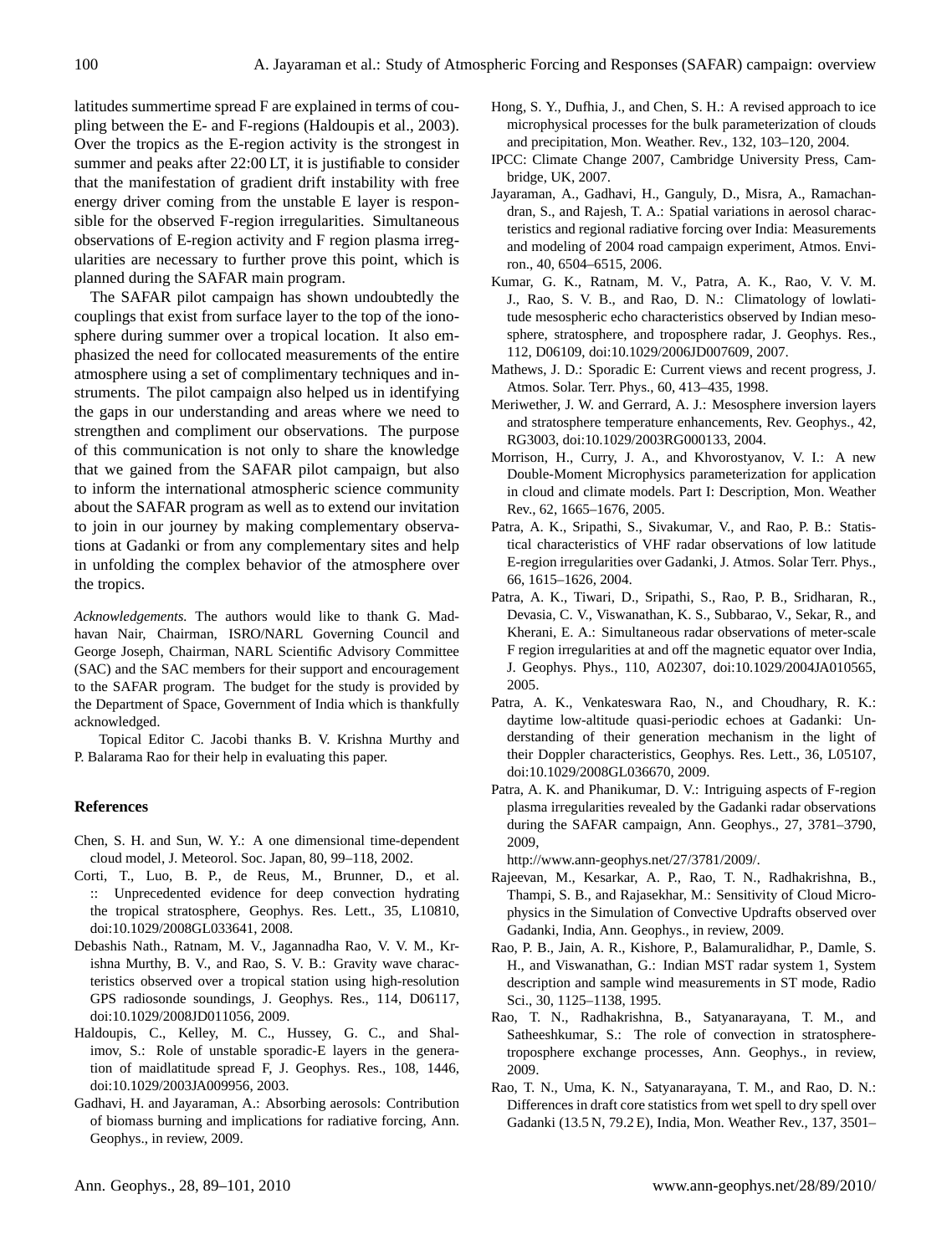latitudes summertime spread F are explained in terms of coupling between the E- and F-regions (Haldoupis et al., 2003). Over the tropics as the E-region activity is the strongest in summer and peaks after 22:00 LT, it is justifiable to consider that the manifestation of gradient drift instability with free energy driver coming from the unstable E layer is responsible for the observed F-region irregularities. Simultaneous observations of E-region activity and F region plasma irregularities are necessary to further prove this point, which is planned during the SAFAR main program.

The SAFAR pilot campaign has shown undoubtedly the couplings that exist from surface layer to the top of the ionosphere during summer over a tropical location. It also emphasized the need for collocated measurements of the entire atmosphere using a set of complimentary techniques and instruments. The pilot campaign also helped us in identifying the gaps in our understanding and areas where we need to strengthen and compliment our observations. The purpose of this communication is not only to share the knowledge that we gained from the SAFAR pilot campaign, but also to inform the international atmospheric science community about the SAFAR program as well as to extend our invitation to join in our journey by making complementary observations at Gadanki or from any complementary sites and help in unfolding the complex behavior of the atmosphere over the tropics.

*Acknowledgements.* The authors would like to thank G. Madhavan Nair, Chairman, ISRO/NARL Governing Council and George Joseph, Chairman, NARL Scientific Advisory Committee (SAC) and the SAC members for their support and encouragement to the SAFAR program. The budget for the study is provided by the Department of Space, Government of India which is thankfully acknowledged.

Topical Editor C. Jacobi thanks B. V. Krishna Murthy and P. Balarama Rao for their help in evaluating this paper.

## References

Chen, S. H. and Sun, W. Y.: A one dimensional time-dependent cloud model, J. Meteorol. Soc. Japan, 80, 99–118, 2002.

Corti, T., Luo, B. P., de Reus, M., Brunner, D., et al. :: Unprecedented evidence for deep convection hydrating the tropical stratosphere, Geophys. Res. Lett., 35, L10810, doi:10.1029/2008GL033641, 2008.

Debashis Nath., Ratnam, M. V., Jagannadha Rao, V. V. M., Krishna Murthy, B. V., and Rao, S. V. B.: Gravity wave characteristics observed over a tropical station using high-resolution GPS radiosonde soundings, J. Geophys. Res., 114, D06117, doi:10.1029/2008JD011056, 2009.

Haldoupis, C., Kelley, M. C., Hussey, G. C., and Shalimov, S.: Role of unstable sporadic-E layers in the generation of maidlatitude spread F, J. Geophys. Res., 108, 1446, doi:10.1029/2003JA009956, 2003.

Gadhavi, H. and Jayaraman, A.: Absorbing aerosols: Contribution of biomass burning and implications for radiative forcing, Ann. Geophys., in review, 2009.

Hong, S. Y., Dufhia, J., and Chen, S. H.: A revised approach to ice microphysical processes for the bulk parameterization of clouds and precipitation, Mon. Weather. Rev., 132, 103–120, 2004.

IPCC: Climate Change 2007, Cambridge University Press, Cambridge, UK, 2007.

Jayaraman, A., Gadhavi, H., Ganguly, D., Misra, A., Ramachandran, S., and Rajesh, T. A.: Spatial variations in aerosol characteristics and regional radiative forcing over India: Measurements and modeling of 2004 road campaign experiment, Atmos. Environ., 40, 6504–6515, 2006.

Kumar, G. K., Ratnam, M. V., Patra, A. K., Rao, V. V. M. J., Rao, S. V. B., and Rao, D. N.: Climatology of lowlatitude mesospheric echo characteristics observed by Indian mesosphere, stratosphere, and troposphere radar, J. Geophys. Res., 112, D06109, doi:10.1029/2006JD007609, 2007.

Mathews, J. D.: Sporadic E: Current views and recent progress, J. Atmos. Solar. Terr. Phys., 60, 413–435, 1998.

Meriwether, J. W. and Gerrard, A. J.: Mesosphere inversion layers and stratosphere temperature enhancements, Rev. Geophys., 42, RG3003, doi:10.1029/2003RG000133, 2004.

Morrison, H., Curry, J. A., and Khvorostyanov, V. I.: A new Double-Moment Microphysics parameterization for application in cloud and climate models. Part I: Description, Mon. Weather Rev., 62, 1665–1676, 2005.

Patra, A. K., Sripathi, S., Sivakumar, V., and Rao, P. B.: Statistical characteristics of VHF radar observations of low latitude E-region irregularities over Gadanki, J. Atmos. Solar Terr. Phys., 66, 1615–1626, 2004.

Patra, A. K., Tiwari, D., Sripathi, S., Rao, P. B., Sridharan, R., Devasia, C. V., Viswanathan, K. S., Subbarao, V., Sekar, R., and Kherani, E. A.: Simultaneous radar observations of meter-scale F region irregularities at and off the magnetic equator over India, J. Geophys. Phys., 110, A02307, doi:10.1029/2004JA010565, 2005.

Patra, A. K., Venkateswara Rao, N., and Choudhary, R. K.: daytime low-altitude quasi-periodic echoes at Gadanki: Understanding of their generation mechanism in the light of their Doppler characteristics, Geophys. Res. Lett., 36, L05107, doi:10.1029/2008GL036670, 2009.

Patra, A. K. and Phanikumar, D. V.: Intriguing aspects of F-region plasma irregularities revealed by the Gadanki radar observations during the SAFAR campaign, Ann. Geophys., 27, 3781–3790, 2009, http://www.ann-geophys.net/27/3781/2009/.

Rajeevan, M., Kesarkar, A. P., Rao, T. N., Radhakrishna, B., Thampi, S. B., and Rajasekhar, M.: Sensitivity of Cloud Microphysics in the Simulation of Convective Updrafts observed over Gadanki, India, Ann. Geophys., in review, 2009.

Rao, P. B., Jain, A. R., Kishore, P., Balamuralidhar, P., Damle, S. H., and Viswanathan, G.: Indian MST radar system 1, System description and sample wind measurements in ST mode, Radio Sci., 30, 1125–1138, 1995.

Rao, T. N., Radhakrishna, B., Satyanarayana, T. M., and Satheeshkumar, S.: The role of convection in stratosphere-troposphere exchange processes, Ann. Geophys., in review, 2009.

Rao, T. N., Uma, K. N., Satyanarayana, T. M., and Rao, D. N.: Differences in draft core statistics from wet spell to dry spell over Gadanki (13.5 N, 79.2 E), India, Mon. Weather Rev., 137, 3501–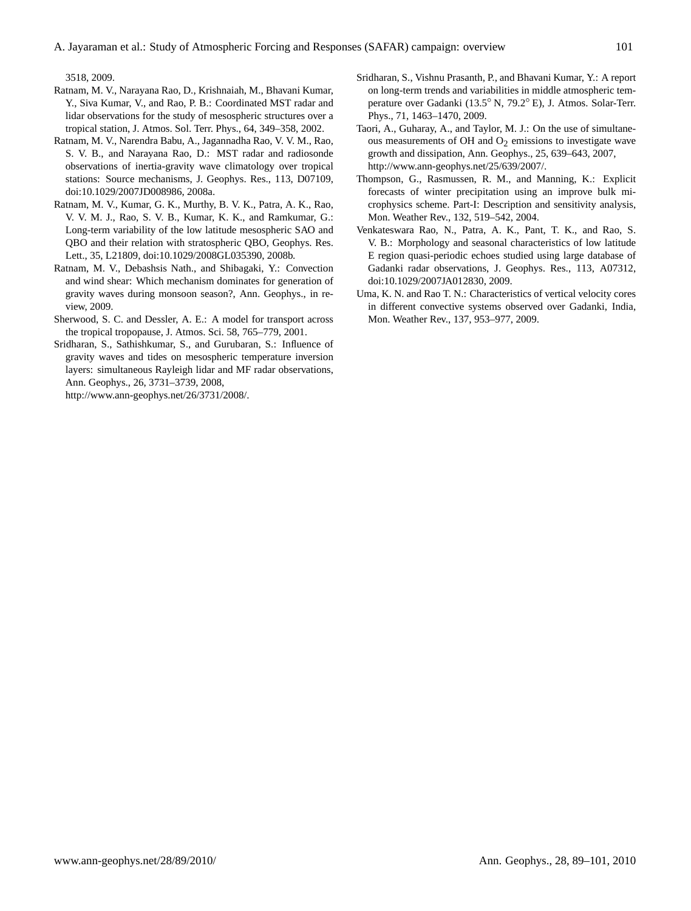3518, 2009.

Ratnam, M. V., Narayana Rao, D., Krishnaiah, M., Bhavani Kumar, Y., Siva Kumar, V., and Rao, P. B.: Coordinated MST radar and lidar observations for the study of mesospheric structures over a tropical station, J. Atmos. Sol. Terr. Phys., 64, 349–358, 2002.

Ratnam, M. V., Narendra Babu, A., Jagannadha Rao, V. V. M., Rao, S. V. B., and Narayana Rao, D.: MST radar and radiosonde observations of inertia-gravity wave climatology over tropical stations: Source mechanisms, J. Geophys. Res., 113, D07109, doi:10.1029/2007JD008986, 2008a.

Ratnam, M. V., Kumar, G. K., Murthy, B. V. K., Patra, A. K., Rao, V. V. M. J., Rao, S. V. B., Kumar, K. K., and Ramkumar, G.: Long-term variability of the low latitude mesospheric SAO and QBO and their relation with stratospheric QBO, Geophys. Res. Lett., 35, L21809, doi:10.1029/2008GL035390, 2008b.

Ratnam, M. V., Debashsis Nath., and Shibagaki, Y.: Convection and wind shear: Which mechanism dominates for generation of gravity waves during monsoon season?, Ann. Geophys., in review, 2009.

Sherwood, S. C. and Dessler, A. E.: A model for transport across the tropical tropopause, J. Atmos. Sci. 58, 765–779, 2001.

Sridharan, S., Sathishkumar, S., and Gurubaran, S.: Influence of gravity waves and tides on mesospheric temperature inversion layers: simultaneous Rayleigh lidar and MF radar observations, Ann. Geophys., 26, 3731–3739, 2008, http://www.ann-geophys.net/26/3731/2008/.

Sridharan, S., Vishnu Prasanth, P., and Bhavani Kumar, Y.: A report on long-term trends and variabilities in middle atmospheric temperature over Gadanki (13.5° N, 79.2° E), J. Atmos. Solar-Terr. Phys., 71, 1463–1470, 2009.

Taori, A., Guharay, A., and Taylor, M. J.: On the use of simultaneous measurements of OH and $O_2$ emissions to investigate wave growth and dissipation, Ann. Geophys., 25, 639–643, 2007, http://www.ann-geophys.net/25/639/2007/.

Thompson, G., Rasmussen, R. M., and Manning, K.: Explicit forecasts of winter precipitation using an improve bulk microphysics scheme. Part-I: Description and sensitivity analysis, Mon. Weather Rev., 132, 519–542, 2004.

Venkateswara Rao, N., Patra, A. K., Pant, T. K., and Rao, S. V. B.: Morphology and seasonal characteristics of low latitude E region quasi-periodic echoes studied using large database of Gadanki radar observations, J. Geophys. Res., 113, A07312, doi:10.1029/2007JA012830, 2009.

Uma, K. N. and Rao T. N.: Characteristics of vertical velocity cores in different convective systems observed over Gadanki, India, Mon. Weather Rev., 137, 953–977, 2009.